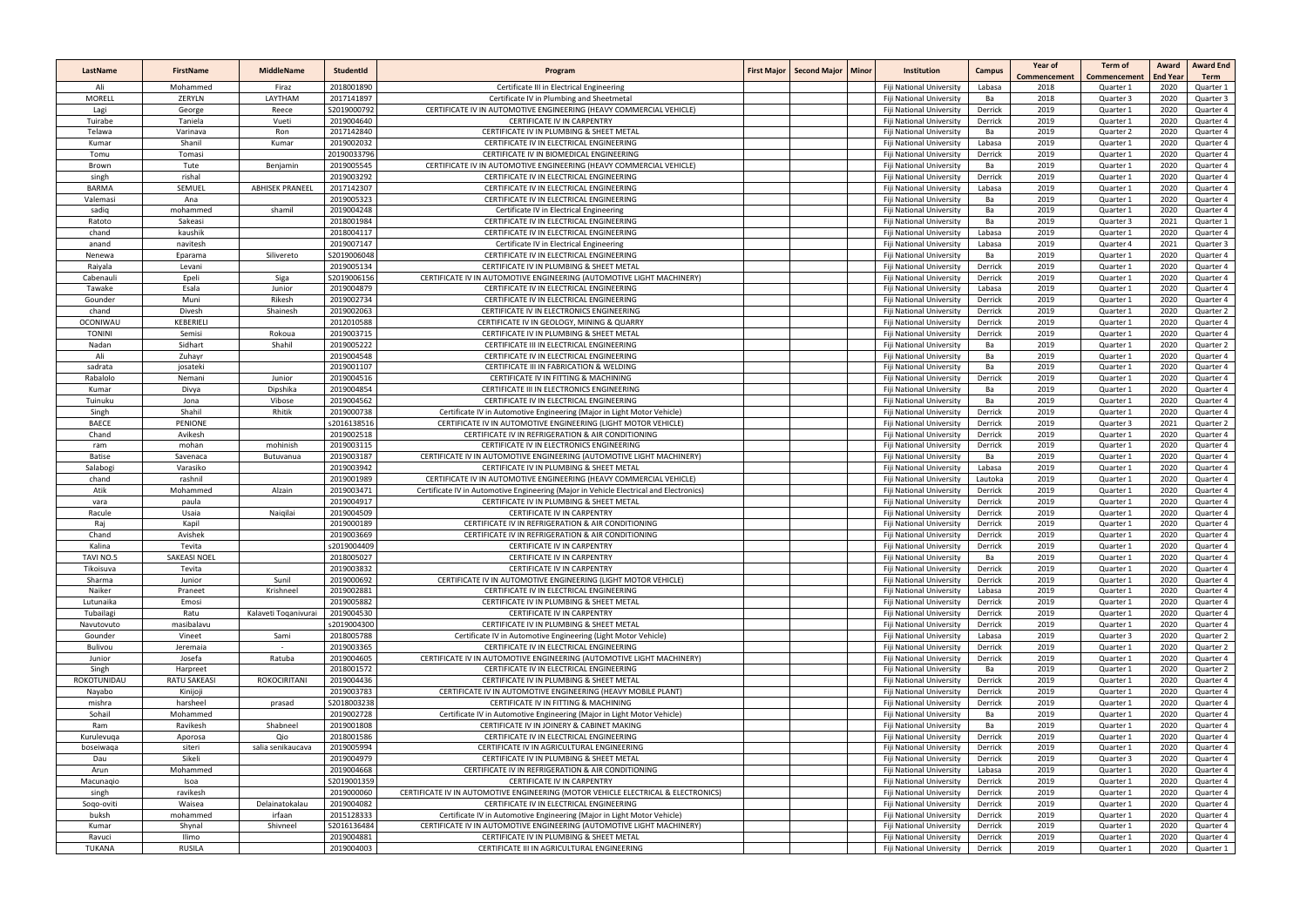| LastName | FirstName | MiddleName | StudentId | Program | First Major | Second Major | Minor | Institution | Campus | Year of Commencement | Term of Commencement | Award End Year | Award End Term |
|---|---|---|---|---|---|---|---|---|---|---|---|---|---|
| Ali | Mohammed | Firaz | 2018001890 | Certificate III in Electrical Engineering | | | | Fiji National University | Labasa | 2018 | Quarter 1 | 2020 | Quarter 1 |
| MORELL | ZERYLN | LAYTHAM | 2017141897 | Certificate IV in Plumbing and Sheetmetal | | | | Fiji National University | Ba | 2018 | Quarter 3 | 2020 | Quarter 3 |
| Lagi | George | Reece | S2019000792 | CERTIFICATE IV IN AUTOMOTIVE ENGINEERING (HEAVY COMMERCIAL VEHICLE) | | | | Fiji National University | Derrick | 2019 | Quarter 1 | 2020 | Quarter 4 |
| Tuirabe | Taniela | Vueti | 2019004640 | CERTIFICATE IV IN CARPENTRY | | | | Fiji National University | Derrick | 2019 | Quarter 1 | 2020 | Quarter 4 |
| Telawa | Varinava | Ron | 2017142840 | CERTIFICATE IV IN PLUMBING & SHEET METAL | | | | Fiji National University | Ba | 2019 | Quarter 2 | 2020 | Quarter 4 |
| Kumar | Shanil | Kumar | 2019002032 | CERTIFICATE IV IN ELECTRICAL ENGINEERING | | | | Fiji National University | Labasa | 2019 | Quarter 1 | 2020 | Quarter 4 |
| Tomu | Tomasi | | 20190033796 | CERTIFICATE IV IN BIOMEDICAL ENGINEERING | | | | Fiji National University | Derrick | 2019 | Quarter 1 | 2020 | Quarter 4 |
| Brown | Tute | Benjamin | 2019005545 | CERTIFICATE IV IN AUTOMOTIVE ENGINEERING (HEAVY COMMERCIAL VEHICLE) | | | | Fiji National University | Ba | 2019 | Quarter 1 | 2020 | Quarter 4 |
| singh | rishal | | 2019003292 | CERTIFICATE IV IN ELECTRICAL ENGINEERING | | | | Fiji National University | Derrick | 2019 | Quarter 1 | 2020 | Quarter 4 |
| BARMA | SEMUEL | ABHISEK PRANEEL | 2017142307 | CERTIFICATE IV IN ELECTRICAL ENGINEERING | | | | Fiji National University | Labasa | 2019 | Quarter 1 | 2020 | Quarter 4 |
| Valemasi | Ana | | 2019005323 | CERTIFICATE IV IN ELECTRICAL ENGINEERING | | | | Fiji National University | Ba | 2019 | Quarter 1 | 2020 | Quarter 4 |
| sadiq | mohammed | shamil | 2019004248 | Certificate IV in Electrical Engineering | | | | Fiji National University | Ba | 2019 | Quarter 1 | 2020 | Quarter 4 |
| Ratoto | Sakeasi | | 2018001984 | CERTIFICATE IV IN ELECTRICAL ENGINEERING | | | | Fiji National University | Ba | 2019 | Quarter 3 | 2021 | Quarter 1 |
| chand | kaushik | | 2018004117 | CERTIFICATE IV IN ELECTRICAL ENGINEERING | | | | Fiji National University | Labasa | 2019 | Quarter 1 | 2020 | Quarter 4 |
| anand | navitesh | | 2019007147 | Certificate IV in Electrical Engineering | | | | Fiji National University | Labasa | 2019 | Quarter 4 | 2021 | Quarter 3 |
| Nenewa | Eparama | Silivereto | S2019006048 | CERTIFICATE IV IN ELECTRICAL ENGINEERING | | | | Fiji National University | Ba | 2019 | Quarter 1 | 2020 | Quarter 4 |
| Raiyala | Levani | | 2019005134 | CERTIFICATE IV IN PLUMBING & SHEET METAL | | | | Fiji National University | Derrick | 2019 | Quarter 1 | 2020 | Quarter 4 |
| Cabenauli | Epeli | Siga | S2019006156 | CERTIFICATE IV IN AUTOMOTIVE ENGINEERING (AUTOMOTIVE LIGHT MACHINERY) | | | | Fiji National University | Derrick | 2019 | Quarter 1 | 2020 | Quarter 4 |
| Tawake | Esala | Junior | 2019004879 | CERTIFICATE IV IN ELECTRICAL ENGINEERING | | | | Fiji National University | Labasa | 2019 | Quarter 1 | 2020 | Quarter 4 |
| Gounder | Muni | Rikesh | 2019002734 | CERTIFICATE IV IN ELECTRICAL ENGINEERING | | | | Fiji National University | Derrick | 2019 | Quarter 1 | 2020 | Quarter 4 |
| chand | Divesh | Shainesh | 2019002063 | CERTIFICATE IV IN ELECTRONICS ENGINEERING | | | | Fiji National University | Derrick | 2019 | Quarter 1 | 2020 | Quarter 2 |
| OCONIWAU | KEBERIELI | | 2012010588 | CERTIFICATE IV IN GEOLOGY, MINING & QUARRY | | | | Fiji National University | Derrick | 2019 | Quarter 1 | 2020 | Quarter 4 |
| TONINI | Semisi | Rokoua | 2019003715 | CERTIFICATE IV IN PLUMBING & SHEET METAL | | | | Fiji National University | Derrick | 2019 | Quarter 1 | 2020 | Quarter 4 |
| Nadan | Sidhart | Shahil | 2019005222 | CERTIFICATE III IN ELECTRICAL ENGINEERING | | | | Fiji National University | Ba | 2019 | Quarter 1 | 2020 | Quarter 2 |
| Ali | Zuhayr | | 2019004548 | CERTIFICATE IV IN ELECTRICAL ENGINEERING | | | | Fiji National University | Ba | 2019 | Quarter 1 | 2020 | Quarter 4 |
| sadrata | josateki | | 2019001107 | CERTIFICATE III IN FABRICATION & WELDING | | | | Fiji National University | Ba | 2019 | Quarter 1 | 2020 | Quarter 4 |
| Rabalolo | Nemani | Junior | 2019004516 | CERTIFICATE IV IN FITTING & MACHINING | | | | Fiji National University | Derrick | 2019 | Quarter 1 | 2020 | Quarter 4 |
| Kumar | Divya | Dipshika | 2019004854 | CERTIFICATE III IN ELECTRONICS ENGINEERING | | | | Fiji National University | Ba | 2019 | Quarter 1 | 2020 | Quarter 4 |
| Tuinuku | Jona | Vibose | 2019004562 | CERTIFICATE IV IN ELECTRICAL ENGINEERING | | | | Fiji National University | Ba | 2019 | Quarter 1 | 2020 | Quarter 4 |
| Singh | Shahil | Rhitik | 2019000738 | Certificate IV in Automotive Engineering (Major in Light Motor Vehicle) | | | | Fiji National University | Derrick | 2019 | Quarter 1 | 2020 | Quarter 4 |
| BAECE | PENIONE | | s2016138516 | CERTIFICATE IV IN AUTOMOTIVE ENGINEERING (LIGHT MOTOR VEHICLE) | | | | Fiji National University | Derrick | 2019 | Quarter 3 | 2021 | Quarter 2 |
| Chand | Avikesh | | 2019002518 | CERTIFICATE IV IN REFRIGERATION & AIR CONDITIONING | | | | Fiji National University | Derrick | 2019 | Quarter 1 | 2020 | Quarter 4 |
| ram | mohan | mohinish | 2019003115 | CERTIFICATE IV IN ELECTRONICS ENGINEERING | | | | Fiji National University | Derrick | 2019 | Quarter 1 | 2020 | Quarter 4 |
| Batise | Savenaca | Butuvanua | 2019003187 | CERTIFICATE IV IN AUTOMOTIVE ENGINEERING (AUTOMOTIVE LIGHT MACHINERY) | | | | Fiji National University | Ba | 2019 | Quarter 1 | 2020 | Quarter 4 |
| Salabogi | Varasiko | | 2019003942 | CERTIFICATE IV IN PLUMBING & SHEET METAL | | | | Fiji National University | Labasa | 2019 | Quarter 1 | 2020 | Quarter 4 |
| chand | rashnil | | 2019001989 | CERTIFICATE IV IN AUTOMOTIVE ENGINEERING (HEAVY COMMERCIAL VEHICLE) | | | | Fiji National University | Lautoka | 2019 | Quarter 1 | 2020 | Quarter 4 |
| Atik | Mohammed | Alzain | 2019003471 | Certificate IV in Automotive Engineering (Major in Vehicle Electrical and Electronics) | | | | Fiji National University | Derrick | 2019 | Quarter 1 | 2020 | Quarter 4 |
| vara | paula | | 2019004917 | CERTIFICATE IV IN PLUMBING & SHEET METAL | | | | Fiji National University | Derrick | 2019 | Quarter 1 | 2020 | Quarter 4 |
| Racule | Usaia | Naiqilai | 2019004509 | CERTIFICATE IV IN CARPENTRY | | | | Fiji National University | Derrick | 2019 | Quarter 1 | 2020 | Quarter 4 |
| Raj | Kapil | | 2019000189 | CERTIFICATE IV IN REFRIGERATION & AIR CONDITIONING | | | | Fiji National University | Derrick | 2019 | Quarter 1 | 2020 | Quarter 4 |
| Chand | Avishek | | 2019003669 | CERTIFICATE IV IN REFRIGERATION & AIR CONDITIONING | | | | Fiji National University | Derrick | 2019 | Quarter 1 | 2020 | Quarter 4 |
| Kalina | Tevita | | s2019004409 | CERTIFICATE IV IN CARPENTRY | | | | Fiji National University | Derrick | 2019 | Quarter 1 | 2020 | Quarter 4 |
| TAVI NO.5 | SAKEASI NOEL | | 2018005027 | CERTIFICATE IV IN CARPENTRY | | | | Fiji National University | Ba | 2019 | Quarter 1 | 2020 | Quarter 4 |
| Tikoisuva | Tevita | | 2019003832 | CERTIFICATE IV IN CARPENTRY | | | | Fiji National University | Derrick | 2019 | Quarter 1 | 2020 | Quarter 4 |
| Sharma | Junior | Sunil | 2019000692 | CERTIFICATE IV IN AUTOMOTIVE ENGINEERING (LIGHT MOTOR VEHICLE) | | | | Fiji National University | Derrick | 2019 | Quarter 1 | 2020 | Quarter 4 |
| Naiker | Praneet | Krishneel | 2019002881 | CERTIFICATE IV IN ELECTRICAL ENGINEERING | | | | Fiji National University | Labasa | 2019 | Quarter 1 | 2020 | Quarter 4 |
| Lutunaika | Emosi | | 2019005882 | CERTIFICATE IV IN PLUMBING & SHEET METAL | | | | Fiji National University | Derrick | 2019 | Quarter 1 | 2020 | Quarter 4 |
| Tubailagi | Ratu | Kalaveti Toqanivurai | 2019004530 | CERTIFICATE IV IN CARPENTRY | | | | Fiji National University | Derrick | 2019 | Quarter 1 | 2020 | Quarter 4 |
| Navutovuto | masibalavu | | s2019004300 | CERTIFICATE IV IN PLUMBING & SHEET METAL | | | | Fiji National University | Derrick | 2019 | Quarter 1 | 2020 | Quarter 4 |
| Gounder | Vineet | Sami | 2018005788 | Certificate IV in Automotive Engineering (Light Motor Vehicle) | | | | Fiji National University | Labasa | 2019 | Quarter 3 | 2020 | Quarter 2 |
| Bulivou | Jeremaia | - | 2019003365 | CERTIFICATE IV IN ELECTRICAL ENGINEERING | | | | Fiji National University | Derrick | 2019 | Quarter 1 | 2020 | Quarter 2 |
| Junior | Josefa | Ratuba | 2019004605 | CERTIFICATE IV IN AUTOMOTIVE ENGINEERING (AUTOMOTIVE LIGHT MACHINERY) | | | | Fiji National University | Derrick | 2019 | Quarter 1 | 2020 | Quarter 4 |
| Singh | Harpreet | | 2018001572 | CERTIFICATE IV IN ELECTRICAL ENGINEERING | | | | Fiji National University | Ba | 2019 | Quarter 1 | 2020 | Quarter 2 |
| ROKOTUNIDAU | RATU SAKEASI | ROKOCIRITANI | 2019004436 | CERTIFICATE IV IN PLUMBING & SHEET METAL | | | | Fiji National University | Derrick | 2019 | Quarter 1 | 2020 | Quarter 4 |
| Nayabo | Kinijoji | | 2019003783 | CERTIFICATE IV IN AUTOMOTIVE ENGINEERING (HEAVY MOBILE PLANT) | | | | Fiji National University | Derrick | 2019 | Quarter 1 | 2020 | Quarter 4 |
| mishra | harsheel | prasad | S2018003238 | CERTIFICATE IV IN FITTING & MACHINING | | | | Fiji National University | Derrick | 2019 | Quarter 1 | 2020 | Quarter 4 |
| Sohail | Mohammed | | 2019002728 | Certificate IV in Automotive Engineering (Major in Light Motor Vehicle) | | | | Fiji National University | Ba | 2019 | Quarter 1 | 2020 | Quarter 4 |
| Ram | Ravikesh | Shabneel | 2019001808 | CERTIFICATE IV IN JOINERY & CABINET MAKING | | | | Fiji National University | Ba | 2019 | Quarter 1 | 2020 | Quarter 4 |
| Kurulevuqa | Aporosa | Qio | 2018001586 | CERTIFICATE IV IN ELECTRICAL ENGINEERING | | | | Fiji National University | Derrick | 2019 | Quarter 1 | 2020 | Quarter 4 |
| boseiwaqa | siteri | salia senikaucava | 2019005994 | CERTIFICATE IV IN AGRICULTURAL ENGINEERING | | | | Fiji National University | Derrick | 2019 | Quarter 1 | 2020 | Quarter 4 |
| Dau | Sikeli | | 2019004979 | CERTIFICATE IV IN PLUMBING & SHEET METAL | | | | Fiji National University | Derrick | 2019 | Quarter 3 | 2020 | Quarter 4 |
| Arun | Mohammed | | 2019004668 | CERTIFICATE IV IN REFRIGERATION & AIR CONDITIONING | | | | Fiji National University | Labasa | 2019 | Quarter 1 | 2020 | Quarter 4 |
| Macunaqio | Isoa | | S2019001359 | CERTIFICATE IV IN CARPENTRY | | | | Fiji National University | Derrick | 2019 | Quarter 1 | 2020 | Quarter 4 |
| singh | ravikesh | | 2019000060 | CERTIFICATE IV IN AUTOMOTIVE ENGINEERING (MOTOR VEHICLE ELECTRICAL & ELECTRONICS) | | | | Fiji National University | Derrick | 2019 | Quarter 1 | 2020 | Quarter 4 |
| Soqo-oviti | Waisea | Delainatokalau | 2019000082 | CERTIFICATE IV IN ELECTRICAL ENGINEERING | | | | Fiji National University | Derrick | 2019 | Quarter 1 | 2020 | Quarter 4 |
| buksh | mohammed | irfaan | 2015128333 | Certificate IV in Automotive Engineering (Major in Light Motor Vehicle) | | | | Fiji National University | Derrick | 2019 | Quarter 1 | 2020 | Quarter 4 |
| Kumar | Shynal | Shivneel | S2016136484 | CERTIFICATE IV IN AUTOMOTIVE ENGINEERING (AUTOMOTIVE LIGHT MACHINERY) | | | | Fiji National University | Derrick | 2019 | Quarter 1 | 2020 | Quarter 4 |
| Ravuci | Ilimo | | 2019004881 | CERTIFICATE IV IN PLUMBING & SHEET METAL | | | | Fiji National University | Derrick | 2019 | Quarter 1 | 2020 | Quarter 4 |
| TUKANA | RUSILA | | 2019004003 | CERTIFICATE III IN AGRICULTURAL ENGINEERING | | | | Fiji National University | Derrick | 2019 | Quarter 1 | 2020 | Quarter 1 |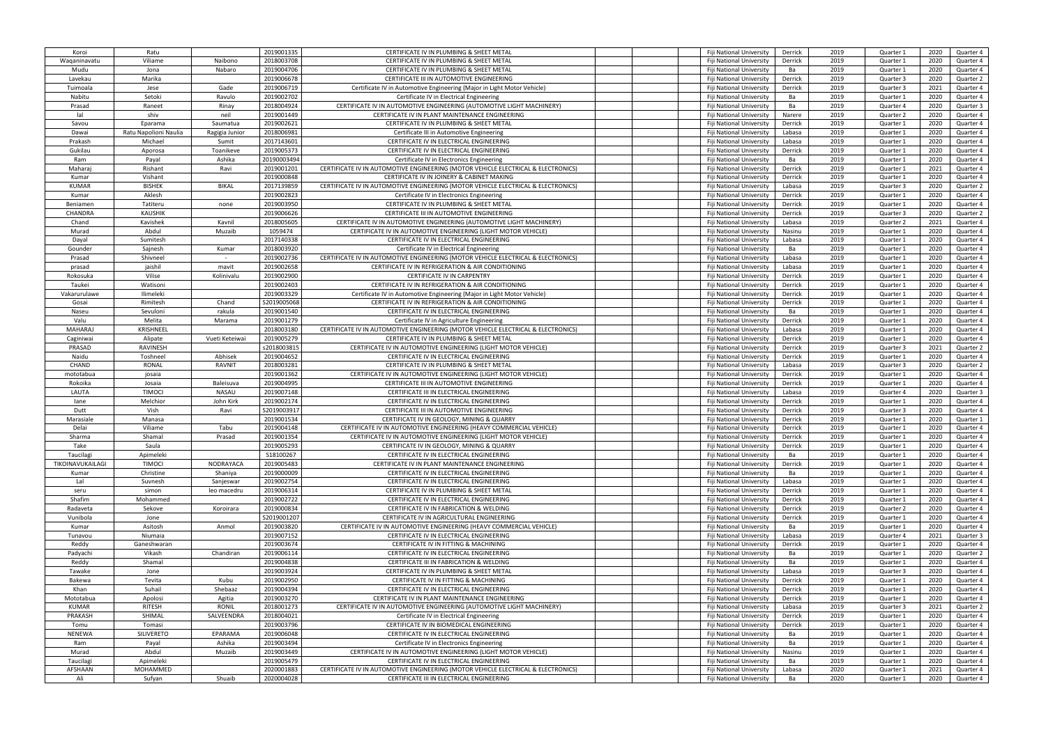| | | | | | | | | | | | | | |
|---|---|---|---|---|---|---|---|---|---|---|---|---|---|
| Koroi | Ratu | | 2019001335 | CERTIFICATE IV IN PLUMBING & SHEET METAL | | | Fiji National University | Derrick | 2019 | Quarter 1 | 2020 | Quarter 4 |
| Waqaninavatu | Viliame | Naibono | 2018003708 | CERTIFICATE IV IN PLUMBING & SHEET METAL | | | Fiji National University | Derrick | 2019 | Quarter 1 | 2020 | Quarter 4 |
| Mudu | Jona | Nabaro | 2019004706 | CERTIFICATE IV IN PLUMBING & SHEET METAL | | | Fiji National University | Ba | 2019 | Quarter 1 | 2020 | Quarter 4 |
| Lavekau | Marika | | 2019006678 | CERTIFICATE III IN AUTOMOTIVE ENGINEERING | | | Fiji National University | Derrick | 2019 | Quarter 3 | 2020 | Quarter 2 |
| Tuimoala | Jese | Gade | 2019006719 | Certificate IV in Automotive Engineering (Major in Light Motor Vehicle) | | | Fiji National University | Derrick | 2019 | Quarter 3 | 2021 | Quarter 4 |
| Nabitu | Setoki | Ravulo | 2019002702 | Certificate IV in Electrical Engineering | | | Fiji National University | Ba | 2019 | Quarter 1 | 2020 | Quarter 4 |
| Prasad | Raneet | Rinay | 2018004924 | CERTIFICATE IV IN AUTOMOTIVE ENGINEERING (AUTOMOTIVE LIGHT MACHINERY) | | | Fiji National University | Ba | 2019 | Quarter 4 | 2020 | Quarter 3 |
| lal | shiv | neil | 2019001449 | CERTIFICATE IV IN PLANT MAINTENANCE ENGINEERING | | | Fiji National University | Narere | 2019 | Quarter 2 | 2020 | Quarter 4 |
| Savou | Eparama | Saumatua | 2019002621 | CERTIFICATE IV IN PLUMBING & SHEET METAL | | | Fiji National University | Derrick | 2019 | Quarter 1 | 2020 | Quarter 4 |
| Dawai | Ratu Napolioni Naulia | Ragigia Junior | 2018006981 | Certificate III in Automotive Engineering | | | Fiji National University | Labasa | 2019 | Quarter 1 | 2020 | Quarter 4 |
| Prakash | Michael | Sumit | 2017143601 | CERTIFICATE IV IN ELECTRICAL ENGINEERING | | | Fiji National University | Labasa | 2019 | Quarter 1 | 2020 | Quarter 4 |
| Gukilau | Aporosa | Toanikeve | 2019005373 | CERTIFICATE IV IN ELECTRICAL ENGINEERING | | | Fiji National University | Derrick | 2019 | Quarter 1 | 2020 | Quarter 4 |
| Ram | Payal | Ashika | 20190003494 | Certificate IV in Electronics Engineering | | | Fiji National University | Ba | 2019 | Quarter 1 | 2020 | Quarter 4 |
| Maharaj | Rishant | Ravi | 2019001201 | CERTIFICATE IV IN AUTOMOTIVE ENGINEERING (MOTOR VEHICLE ELECTRICAL & ELECTRONICS) | | | Fiji National University | Derrick | 2019 | Quarter 1 | 2021 | Quarter 4 |
| Kumar | Vishant | | 2019000848 | CERTIFICATE IV IN JOINERY & CABINET MAKING | | | Fiji National University | Derrick | 2019 | Quarter 1 | 2020 | Quarter 4 |
| KUMAR | BISHEK | BIKAL | 2017139859 | CERTIFICATE IV IN AUTOMOTIVE ENGINEERING (MOTOR VEHICLE ELECTRICAL & ELECTRONICS) | | | Fiji National University | Labasa | 2019 | Quarter 3 | 2020 | Quarter 2 |
| Kumar | Aklesh | | 2019002823 | Certificate IV in Electronics Engineering | | | Fiji National University | Derrick | 2019 | Quarter 1 | 2020 | Quarter 4 |
| Beniamen | Tatiteru | none | 2019003950 | CERTIFICATE IV IN PLUMBING & SHEET METAL | | | Fiji National University | Derrick | 2019 | Quarter 1 | 2020 | Quarter 4 |
| CHANDRA | KAUSHIK | | 2019006626 | CERTIFICATE III IN AUTOMOTIVE ENGINEERING | | | Fiji National University | Derrick | 2019 | Quarter 3 | 2020 | Quarter 2 |
| Chand | Kavishek | Kavnil | 2018005605 | CERTIFICATE IV IN AUTOMOTIVE ENGINEERING (AUTOMOTIVE LIGHT MACHINERY) | | | Fiji National University | Labasa | 2019 | Quarter 2 | 2021 | Quarter 4 |
| Murad | Abdul | Muzaib | 1059474 | CERTIFICATE IV IN AUTOMOTIVE ENGINEERING (LIGHT MOTOR VEHICLE) | | | Fiji National University | Nasinu | 2019 | Quarter 1 | 2020 | Quarter 4 |
| Dayal | Sumitesh | | 2017140338 | CERTIFICATE IV IN ELECTRICAL ENGINEERING | | | Fiji National University | Labasa | 2019 | Quarter 1 | 2020 | Quarter 4 |
| Gounder | Sajnesh | Kumar | 2018003920 | Certificate IV in Electrical Engineering | | | Fiji National University | Ba | 2019 | Quarter 1 | 2020 | Quarter 4 |
| Prasad | Shivneel | - | 2019002736 | CERTIFICATE IV IN AUTOMOTIVE ENGINEERING (MOTOR VEHICLE ELECTRICAL & ELECTRONICS) | | | Fiji National University | Labasa | 2019 | Quarter 1 | 2020 | Quarter 4 |
| prasad | jaishil | mavit | 2019002658 | CERTIFICATE IV IN REFRIGERATION & AIR CONDITIONING | | | Fiji National University | Labasa | 2019 | Quarter 1 | 2020 | Quarter 4 |
| Rokosuka | Vilise | Kolinivalu | 2019002900 | CERTIFICATE IV IN CARPENTRY | | | Fiji National University | Derrick | 2019 | Quarter 1 | 2020 | Quarter 4 |
| Taukei | Watisoni | | 2019002403 | CERTIFICATE IV IN REFRIGERATION & AIR CONDITIONING | | | Fiji National University | Derrick | 2019 | Quarter 1 | 2020 | Quarter 4 |
| Vakarurulawe | Ilimeleki | | 2019003329 | Certificate IV in Automotive Engineering (Major in Light Motor Vehicle) | | | Fiji National University | Derrick | 2019 | Quarter 1 | 2020 | Quarter 4 |
| Gosai | Rimitesh | Chand | S2019005068 | CERTIFICATE IV IN REFRIGERATION & AIR CONDITIONING | | | Fiji National University | Derrick | 2019 | Quarter 1 | 2020 | Quarter 4 |
| Naseu | Sevuloni | rakula | 2019001540 | CERTIFICATE IV IN ELECTRICAL ENGINEERING | | | Fiji National University | Ba | 2019 | Quarter 1 | 2020 | Quarter 4 |
| Valu | Melita | Marama | 2019001279 | Certificate IV in Agriculture Engineering | | | Fiji National University | Derrick | 2019 | Quarter 1 | 2020 | Quarter 4 |
| MAHARAJ | KRISHNEEL | | 2018003180 | CERTIFICATE IV IN AUTOMOTIVE ENGINEERING (MOTOR VEHICLE ELECTRICAL & ELECTRONICS) | | | Fiji National University | Labasa | 2019 | Quarter 1 | 2020 | Quarter 4 |
| Caginiwai | Alipate | Vueti Keteiwai | 2019005279 | CERTIFICATE IV IN PLUMBING & SHEET METAL | | | Fiji National University | Derrick | 2019 | Quarter 1 | 2020 | Quarter 4 |
| PRASAD | RAVINESH | | s2018003815 | CERTIFICATE IV IN AUTOMOTIVE ENGINEERING (LIGHT MOTOR VEHICLE) | | | Fiji National University | Derrick | 2019 | Quarter 3 | 2021 | Quarter 2 |
| Naidu | Toshneel | Abhisek | 2019004652 | CERTIFICATE IV IN ELECTRICAL ENGINEERING | | | Fiji National University | Derrick | 2019 | Quarter 1 | 2020 | Quarter 4 |
| CHAND | RONAL | RAVNIT | 2018003281 | CERTIFICATE IV IN PLUMBING & SHEET METAL | | | Fiji National University | Labasa | 2019 | Quarter 3 | 2020 | Quarter 2 |
| mototabua | josaia | | 2019001362 | CERTIFICATE IV IN AUTOMOTIVE ENGINEERING (LIGHT MOTOR VEHICLE) | | | Fiji National University | Derrick | 2019 | Quarter 1 | 2020 | Quarter 4 |
| Rokoika | Josaia | Baleisuva | 2019004995 | CERTIFICATE III IN AUTOMOTIVE ENGINEERING | | | Fiji National University | Derrick | 2019 | Quarter 1 | 2020 | Quarter 4 |
| LAUTA | TIMOCI | NASAU | 2019007148 | CERTIFICATE III IN ELECTRICAL ENGINEERING | | | Fiji National University | Labasa | 2019 | Quarter 4 | 2020 | Quarter 3 |
| Iane | Melchior | John Kirk | 2019002174 | CERTIFICATE IV IN ELECTRICAL ENGINEERING | | | Fiji National University | Derrick | 2019 | Quarter 1 | 2020 | Quarter 4 |
| Dutt | Vish | Ravi | S2019003917 | CERTIFICATE III IN AUTOMOTIVE ENGINEERING | | | Fiji National University | Derrick | 2019 | Quarter 3 | 2020 | Quarter 4 |
| Marasiale | Manasa | | 2019001534 | CERTIFICATE IV IN GEOLOGY, MINING & QUARRY | | | Fiji National University | Derrick | 2019 | Quarter 1 | 2020 | Quarter 1 |
| Delai | Viliame | Tabu | 2019004148 | CERTIFICATE IV IN AUTOMOTIVE ENGINEERING (HEAVY COMMERCIAL VEHICLE) | | | Fiji National University | Derrick | 2019 | Quarter 1 | 2020 | Quarter 4 |
| Sharma | Shamal | Prasad | 2019001354 | CERTIFICATE IV IN AUTOMOTIVE ENGINEERING (LIGHT MOTOR VEHICLE) | | | Fiji National University | Derrick | 2019 | Quarter 1 | 2020 | Quarter 4 |
| Take | Saula | | 2019005293 | CERTIFICATE IV IN GEOLOGY, MINING & QUARRY | | | Fiji National University | Derrick | 2019 | Quarter 1 | 2020 | Quarter 4 |
| Taucilagi | Apimeleki | | S18100267 | CERTIFICATE IV IN ELECTRICAL ENGINEERING | | | Fiji National University | Ba | 2019 | Quarter 1 | 2020 | Quarter 4 |
| TIKOINAVUKAILAGI | TIMOCI | NODRAYACA | 2019005483 | CERTIFICATE IV IN PLANT MAINTENANCE ENGINEERING | | | Fiji National University | Derrick | 2019 | Quarter 1 | 2020 | Quarter 4 |
| Kumar | Christine | Shaniya | 2019000009 | CERTIFICATE IV IN ELECTRICAL ENGINEERING | | | Fiji National University | Ba | 2019 | Quarter 1 | 2020 | Quarter 4 |
| Lal | Suvnesh | Sanjeswar | 2019002754 | CERTIFICATE IV IN ELECTRICAL ENGINEERING | | | Fiji National University | Labasa | 2019 | Quarter 1 | 2020 | Quarter 4 |
| seru | simon | leo macedru | 2019006314 | CERTIFICATE IV IN PLUMBING & SHEET METAL | | | Fiji National University | Derrick | 2019 | Quarter 1 | 2020 | Quarter 4 |
| Shafim | Mohammed | | 2019002722 | CERTIFICATE IV IN ELECTRICAL ENGINEERING | | | Fiji National University | Derrick | 2019 | Quarter 1 | 2020 | Quarter 4 |
| Radaveta | Sekove | Koroirara | 2019000834 | CERTIFICATE IV IN FABRICATION & WELDING | | | Fiji National University | Derrick | 2019 | Quarter 2 | 2020 | Quarter 4 |
| Vunibola | Jone | | S2019001207 | CERTIFICATE IV IN AGRICULTURAL ENGINEERING | | | Fiji National University | Derrick | 2019 | Quarter 1 | 2020 | Quarter 4 |
| Kumar | Asitosh | Anmol | 2019003820 | CERTIFICATE IV IN AUTOMOTIVE ENGINEERING (HEAVY COMMERCIAL VEHICLE) | | | Fiji National University | Ba | 2019 | Quarter 1 | 2020 | Quarter 4 |
| Tunavou | Niumaia | | 2019007152 | CERTIFICATE IV IN ELECTRICAL ENGINEERING | | | Fiji National University | Labasa | 2019 | Quarter 4 | 2021 | Quarter 3 |
| Reddy | Ganeshwaran | | 2019003674 | CERTIFICATE IV IN FITTING & MACHINING | | | Fiji National University | Derrick | 2019 | Quarter 1 | 2020 | Quarter 4 |
| Padyachi | Vikash | Chandiran | 2019006114 | CERTIFICATE IV IN ELECTRICAL ENGINEERING | | | Fiji National University | Ba | 2019 | Quarter 1 | 2020 | Quarter 2 |
| Reddy | Shamal | | 2019004838 | CERTIFICATE III IN FABRICATION & WELDING | | | Fiji National University | Ba | 2019 | Quarter 1 | 2020 | Quarter 4 |
| Tawake | Jone | | 2019003924 | CERTIFICATE IV IN PLUMBING & SHEET METAL | | | Fiji National University | Labasa | 2019 | Quarter 3 | 2020 | Quarter 4 |
| Bakewa | Tevita | Kubu | 2019002950 | CERTIFICATE IV IN FITTING & MACHINING | | | Fiji National University | Derrick | 2019 | Quarter 1 | 2020 | Quarter 4 |
| Khan | Suhail | Shebaaz | 2019004394 | CERTIFICATE IV IN ELECTRICAL ENGINEERING | | | Fiji National University | Derrick | 2019 | Quarter 1 | 2020 | Quarter 4 |
| Mototabua | Apolosi | Agitia | 2019003270 | CERTIFICATE IV IN PLANT MAINTENANCE ENGINEERING | | | Fiji National University | Derrick | 2019 | Quarter 1 | 2020 | Quarter 4 |
| KUMAR | RITESH | RONIL | 2018001273 | CERTIFICATE IV IN AUTOMOTIVE ENGINEERING (AUTOMOTIVE LIGHT MACHINERY) | | | Fiji National University | Labasa | 2019 | Quarter 3 | 2021 | Quarter 2 |
| PRAKASH | SHIMAL | SALVEENDRA | 2018004021 | Certificate IV in Electrical Engineering | | | Fiji National University | Derrick | 2019 | Quarter 1 | 2020 | Quarter 4 |
| Tomu | Tomasi | | 2019003796 | CERTIFICATE IV IN BIOMEDICAL ENGINEERING | | | Fiji National University | Derrick | 2019 | Quarter 1 | 2020 | Quarter 4 |
| NENEWA | SILIVERETO | EPARAMA | 2019006048 | CERTIFICATE IV IN ELECTRICAL ENGINEERING | | | Fiji National University | Ba | 2019 | Quarter 1 | 2020 | Quarter 4 |
| Ram | Payal | Ashika | 2019003494 | Certificate IV in Electronics Engineering | | | Fiji National University | Ba | 2019 | Quarter 1 | 2020 | Quarter 4 |
| Murad | Abdul | Muzaib | 2019003449 | CERTIFICATE IV IN AUTOMOTIVE ENGINEERING (LIGHT MOTOR VEHICLE) | | | Fiji National University | Nasinu | 2019 | Quarter 1 | 2020 | Quarter 4 |
| Taucilagi | Apimeleki | | 2019005479 | CERTIFICATE IV IN ELECTRICAL ENGINEERING | | | Fiji National University | Ba | 2019 | Quarter 1 | 2020 | Quarter 4 |
| AFSHAAN | MOHAMMED | | 2020001883 | CERTIFICATE IV IN AUTOMOTIVE ENGINEERING (MOTOR VEHICLE ELECTRICAL & ELECTRONICS) | | | Fiji National University | Labasa | 2020 | Quarter 1 | 2021 | Quarter 4 |
| Ali | Sufyan | Shuaib | 2020004028 | CERTIFICATE III IN ELECTRICAL ENGINEERING | | | Fiji National University | Ba | 2020 | Quarter 1 | 2020 | Quarter 4 |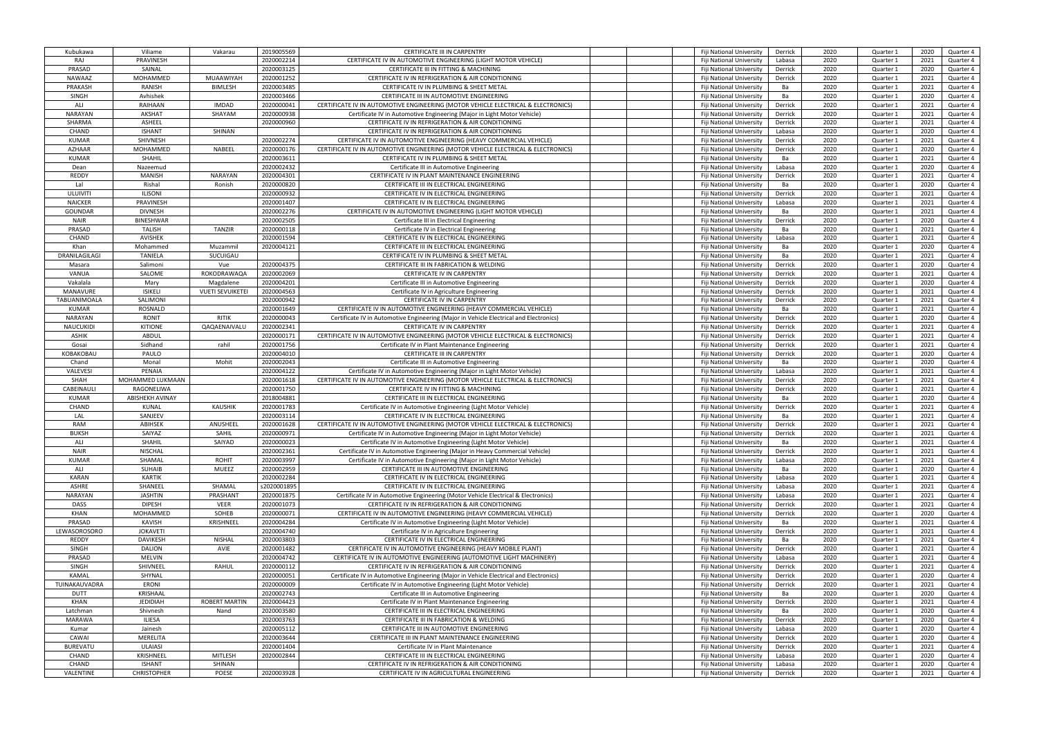| | | | | | | | | | | | | |
|---|---|---|---|---|---|---|---|---|---|---|---|---|
| Kubukawa | Viliame | Vakarau | 2019005569 | CERTIFICATE III IN CARPENTRY | | | Fiji National University | Derrick | 2020 | Quarter 1 | 2020 | Quarter 4 |
| RAJ | PRAVINESH | | 2020002214 | CERTIFICATE IV IN AUTOMOTIVE ENGINEERING (LIGHT MOTOR VEHICLE) | | | Fiji National University | Labasa | 2020 | Quarter 1 | 2021 | Quarter 4 |
| PRASAD | SAINAL | | 2020003125 | CERTIFICATE III IN FITTING & MACHINING | | | Fiji National University | Derrick | 2020 | Quarter 1 | 2020 | Quarter 4 |
| NAWAAZ | MOHAMMED | MUAAWIYAH | 2020001252 | CERTIFICATE IV IN REFRIGERATION & AIR CONDITIONING | | | Fiji National University | Derrick | 2020 | Quarter 1 | 2021 | Quarter 4 |
| PRAKASH | RANISH | BIMLESH | 2020003485 | CERTIFICATE IV IN PLUMBING & SHEET METAL | | | Fiji National University | Ba | 2020 | Quarter 1 | 2021 | Quarter 4 |
| SINGH | Avhishek | | 2020003466 | CERTIFICATE III IN AUTOMOTIVE ENGINEERING | | | Fiji National University | Ba | 2020 | Quarter 1 | 2020 | Quarter 4 |
| ALI | RAIHAAN | IMDAD | 2020000041 | CERTIFICATE IV IN AUTOMOTIVE ENGINEERING (MOTOR VEHICLE ELECTRICAL & ELECTRONICS) | | | Fiji National University | Derrick | 2020 | Quarter 1 | 2021 | Quarter 4 |
| NARAYAN | AKSHAT | SHAYAM | 2020000938 | Certificate IV in Automotive Engineering (Major in Light Motor Vehicle) | | | Fiji National University | Derrick | 2020 | Quarter 1 | 2021 | Quarter 4 |
| SHARMA | ASHEEL | | 2020000960 | CERTIFICATE IV IN REFRIGERATION & AIR CONDITIONING | | | Fiji National University | Derrick | 2020 | Quarter 1 | 2021 | Quarter 4 |
| CHAND | ISHANT | SHINAN | | CERTIFICATE IV IN REFRIGERATION & AIR CONDITIONING | | | Fiji National University | Labasa | 2020 | Quarter 1 | 2020 | Quarter 4 |
| KUMAR | SHIVNESH | | 2020002274 | CERTIFICATE IV IN AUTOMOTIVE ENGINEERING (HEAVY COMMERCIAL VEHICLE) | | | Fiji National University | Derrick | 2020 | Quarter 1 | 2021 | Quarter 4 |
| AZHAAR | MOHAMMED | NABEEL | 2020000176 | CERTIFICATE IV IN AUTOMOTIVE ENGINEERING (MOTOR VEHICLE ELECTRICAL & ELECTRONICS) | | | Fiji National University | Derrick | 2020 | Quarter 1 | 2020 | Quarter 4 |
| KUMAR | SHAHIL | | 2020003611 | CERTIFICATE IV IN PLUMBING & SHEET METAL | | | Fiji National University | Ba | 2020 | Quarter 1 | 2021 | Quarter 4 |
| Dean | Nazeemud | | 2020002432 | Certificate III in Automotive Engineering | | | Fiji National University | Labasa | 2020 | Quarter 1 | 2020 | Quarter 4 |
| REDDY | MANISH | NARAYAN | 2020004301 | CERTIFICATE IV IN PLANT MAINTENANCE ENGINEERING | | | Fiji National University | Derrick | 2020 | Quarter 1 | 2021 | Quarter 4 |
| Lal | Rishal | Ronish | 2020000820 | CERTIFICATE III IN ELECTRICAL ENGINEERING | | | Fiji National University | Ba | 2020 | Quarter 1 | 2020 | Quarter 4 |
| ULUIVITI | ILISONI | | 2020000932 | CERTIFICATE IV IN ELECTRICAL ENGINEERING | | | Fiji National University | Derrick | 2020 | Quarter 1 | 2021 | Quarter 4 |
| NAICKER | PRAVINESH | | 2020001407 | CERTIFICATE IV IN ELECTRICAL ENGINEERING | | | Fiji National University | Labasa | 2020 | Quarter 1 | 2021 | Quarter 4 |
| GOUNDAR | DIVNESH | | 2020002276 | CERTIFICATE IV IN AUTOMOTIVE ENGINEERING (LIGHT MOTOR VEHICLE) | | | Fiji National University | Ba | 2020 | Quarter 1 | 2021 | Quarter 4 |
| NAIR | BINESHWAR | | 2020002505 | Certificate III in Electrical Engineering | | | Fiji National University | Derrick | 2020 | Quarter 1 | 2020 | Quarter 4 |
| PRASAD | TALISH | TANZIR | 2020000118 | Certificate IV in Electrical Engineering | | | Fiji National University | Ba | 2020 | Quarter 1 | 2021 | Quarter 4 |
| CHAND | AVISHEK | | 2020001594 | CERTIFICATE IV IN ELECTRICAL ENGINEERING | | | Fiji National University | Labasa | 2020 | Quarter 1 | 2021 | Quarter 4 |
| Khan | Mohammed | Muzammil | 2020004121 | CERTIFICATE III IN ELECTRICAL ENGINEERING | | | Fiji National University | Ba | 2020 | Quarter 1 | 2020 | Quarter 4 |
| DRANILAGILAGI | TANIELA | SUCUIGAU | | CERTIFICATE IV IN PLUMBING & SHEET METAL | | | Fiji National University | Ba | 2020 | Quarter 1 | 2021 | Quarter 4 |
| Masara | Salimoni | Vue | 2020004375 | CERTIFICATE III IN FABRICATION & WELDING | | | Fiji National University | Derrick | 2020 | Quarter 1 | 2020 | Quarter 4 |
| VANUA | SALOME | ROKODRAWAQA | 2020002069 | CERTIFICATE IV IN CARPENTRY | | | Fiji National University | Derrick | 2020 | Quarter 1 | 2021 | Quarter 4 |
| Vakalala | Mary | Magdalene | 2020004201 | Certificate III in Automotive Engineering | | | Fiji National University | Derrick | 2020 | Quarter 1 | 2020 | Quarter 4 |
| MANAVURE | ISIKELI | VUETI SEVUIKETEI | 2020004563 | Certificate IV in Agriculture Engineering | | | Fiji National University | Derrick | 2020 | Quarter 1 | 2021 | Quarter 4 |
| TABUANIMOALA | SALIMONI | | 2020000942 | CERTIFICATE IV IN CARPENTRY | | | Fiji National University | Derrick | 2020 | Quarter 1 | 2021 | Quarter 4 |
| KUMAR | ROSNALD | | 2020001649 | CERTIFICATE IV IN AUTOMOTIVE ENGINEERING (HEAVY COMMERCIAL VEHICLE) | | | Fiji National University | Ba | 2020 | Quarter 1 | 2021 | Quarter 4 |
| NARAYAN | RONIT | RITIK | 2020000043 | Certificate IV in Automotive Engineering (Major in Vehicle Electrical and Electronics) | | | Fiji National University | Derrick | 2020 | Quarter 1 | 2020 | Quarter 4 |
| NAUCUKIDI | KITIONE | QAQAENAIVALU | 2020002341 | CERTIFICATE IV IN CARPENTRY | | | Fiji National University | Derrick | 2020 | Quarter 1 | 2021 | Quarter 4 |
| ASHIK | ABDUL | | 2020000171 | CERTIFICATE IV IN AUTOMOTIVE ENGINEERING (MOTOR VEHICLE ELECTRICAL & ELECTRONICS) | | | Fiji National University | Derrick | 2020 | Quarter 1 | 2021 | Quarter 4 |
| Gosai | Sidhand | rahil | 2020001756 | Certificate IV in Plant Maintenance Engineering | | | Fiji National University | Derrick | 2020 | Quarter 1 | 2021 | Quarter 4 |
| KOBAKOBAU | PAULO | | 2020004010 | CERTIFICATE III IN CARPENTRY | | | Fiji National University | Derrick | 2020 | Quarter 1 | 2020 | Quarter 4 |
| Chand | Monal | Mohit | 2020002043 | Certificate III in Automotive Engineering | | | Fiji National University | Ba | 2020 | Quarter 1 | 2020 | Quarter 4 |
| VALEVESI | PENAIA | | 2020004122 | Certificate IV in Automotive Engineering (Major in Light Motor Vehicle) | | | Fiji National University | Labasa | 2020 | Quarter 1 | 2021 | Quarter 4 |
| SHAH | MOHAMMED LUKMAAN | | 2020001618 | CERTIFICATE IV IN AUTOMOTIVE ENGINEERING (MOTOR VEHICLE ELECTRICAL & ELECTRONICS) | | | Fiji National University | Derrick | 2020 | Quarter 1 | 2021 | Quarter 4 |
| CABEINAULI | RAGONELIWA | | 2020001750 | CERTIFICATE IV IN FITTING & MACHINING | | | Fiji National University | Derrick | 2020 | Quarter 1 | 2021 | Quarter 4 |
| KUMAR | ABISHEKH AVINAY | | 2018004881 | CERTIFICATE III IN ELECTRICAL ENGINEERING | | | Fiji National University | Ba | 2020 | Quarter 1 | 2020 | Quarter 4 |
| CHAND | KUNAL | KAUSHIK | 2020001783 | Certificate IV in Automotive Engineering (Light Motor Vehicle) | | | Fiji National University | Derrick | 2020 | Quarter 1 | 2021 | Quarter 4 |
| LAL | SANJEEV | | 2020003114 | CERTIFICATE IV IN ELECTRICAL ENGINEERING | | | Fiji National University | Ba | 2020 | Quarter 1 | 2021 | Quarter 4 |
| RAM | ABHISEK | ANUSHEEL | 2020001628 | CERTIFICATE IV IN AUTOMOTIVE ENGINEERING (MOTOR VEHICLE ELECTRICAL & ELECTRONICS) | | | Fiji National University | Derrick | 2020 | Quarter 1 | 2021 | Quarter 4 |
| BUKSH | SAIYAZ | SAHIL | 2020000971 | Certificate IV in Automotive Engineering (Major in Light Motor Vehicle) | | | Fiji National University | Derrick | 2020 | Quarter 1 | 2021 | Quarter 4 |
| ALI | SHAHIL | SAIYAD | 2020000023 | Certificate IV in Automotive Engineering (Light Motor Vehicle) | | | Fiji National University | Ba | 2020 | Quarter 1 | 2021 | Quarter 4 |
| NAIR | NISCHAL | | 2020002361 | Certificate IV in Automotive Engineering (Major in Heavy Commercial Vehicle) | | | Fiji National University | Derrick | 2020 | Quarter 1 | 2021 | Quarter 4 |
| KUMAR | SHAMAL | ROHIT | 2020003997 | Certificate IV in Automotive Engineering (Major in Light Motor Vehicle) | | | Fiji National University | Labasa | 2020 | Quarter 1 | 2021 | Quarter 4 |
| ALI | SUHAIB | MUEEZ | 2020002959 | CERTIFICATE III IN AUTOMOTIVE ENGINEERING | | | Fiji National University | Ba | 2020 | Quarter 1 | 2020 | Quarter 4 |
| KARAN | KARTIK | | 2020002284 | CERTIFICATE IV IN ELECTRICAL ENGINEERING | | | Fiji National University | Labasa | 2020 | Quarter 1 | 2021 | Quarter 4 |
| ASHRE | SHANEEL | SHAMAL | s2020001895 | CERTIFICATE IV IN ELECTRICAL ENGINEERING | | | Fiji National University | Labasa | 2020 | Quarter 1 | 2021 | Quarter 4 |
| NARAYAN | JASHTIN | PRASHANT | 2020001875 | Certificate IV in Automotive Engineering (Motor Vehicle Electrical & Electronics) | | | Fiji National University | Labasa | 2020 | Quarter 1 | 2021 | Quarter 4 |
| DASS | DIPESH | VEER | 2020001073 | CERTIFICATE IV IN REFRIGERATION & AIR CONDITIONING | | | Fiji National University | Derrick | 2020 | Quarter 1 | 2021 | Quarter 4 |
| KHAN | MOHAMMED | SOHEB | 2020000071 | CERTIFICATE IV IN AUTOMOTIVE ENGINEERING (HEAVY COMMERCIAL VEHICLE) | | | Fiji National University | Derrick | 2020 | Quarter 1 | 2020 | Quarter 4 |
| PRASAD | KAVISH | KRISHNEEL | 2020004284 | Certificate IV in Automotive Engineering (Light Motor Vehicle) | | | Fiji National University | Ba | 2020 | Quarter 1 | 2021 | Quarter 4 |
| LEWASOROSORO | JOKAVETI | | 2020004740 | Certificate IV in Agriculture Engineering | | | Fiji National University | Derrick | 2020 | Quarter 1 | 2021 | Quarter 4 |
| REDDY | DAVIKESH | NISHAL | 2020003803 | CERTIFICATE IV IN ELECTRICAL ENGINEERING | | | Fiji National University | Ba | 2020 | Quarter 1 | 2021 | Quarter 4 |
| SINGH | DALION | AVIE | 2020001482 | CERTIFICATE IV IN AUTOMOTIVE ENGINEERING (HEAVY MOBILE PLANT) | | | Fiji National University | Derrick | 2020 | Quarter 1 | 2021 | Quarter 4 |
| PRASAD | MELVIN | | 2020004742 | CERTIFICATE IV IN AUTOMOTIVE ENGINEERING (AUTOMOTIVE LIGHT MACHINERY) | | | Fiji National University | Labasa | 2020 | Quarter 1 | 2021 | Quarter 4 |
| SINGH | SHIVNEEL | RAHUL | 2020000112 | CERTIFICATE IV IN REFRIGERATION & AIR CONDITIONING | | | Fiji National University | Derrick | 2020 | Quarter 1 | 2021 | Quarter 4 |
| KAMAL | SHYNAL | | 2020000051 | Certificate IV in Automotive Engineering (Major in Vehicle Electrical and Electronics) | | | Fiji National University | Derrick | 2020 | Quarter 1 | 2020 | Quarter 4 |
| TUINAKAUVADRA | ERONI | | 2020000009 | Certificate IV in Automotive Engineering (Light Motor Vehicle) | | | Fiji National University | Derrick | 2020 | Quarter 1 | 2021 | Quarter 4 |
| DUTT | KRISHAAL | | 2020002743 | Certificate III in Automotive Engineering | | | Fiji National University | Ba | 2020 | Quarter 1 | 2020 | Quarter 4 |
| KHAN | JEDIDIAH | ROBERT MARTIN | 2020004423 | Certificate IV in Plant Maintenance Engineering | | | Fiji National University | Derrick | 2020 | Quarter 1 | 2021 | Quarter 4 |
| Latchman | Shivnesh | Nand | 2020003580 | CERTIFICATE III IN ELECTRICAL ENGINEERING | | | Fiji National University | Ba | 2020 | Quarter 1 | 2020 | Quarter 4 |
| MARAWA | ILIESA | | 2020003763 | CERTIFICATE III IN FABRICATION & WELDING | | | Fiji National University | Derrick | 2020 | Quarter 1 | 2020 | Quarter 4 |
| Kumar | Jainesh | | 2020005112 | CERTIFICATE III IN AUTOMOTIVE ENGINEERING | | | Fiji National University | Labasa | 2020 | Quarter 1 | 2020 | Quarter 4 |
| CAWAI | MERELITA | | 2020003644 | CERTIFICATE III IN PLANT MAINTENANCE ENGINEERING | | | Fiji National University | Derrick | 2020 | Quarter 1 | 2020 | Quarter 4 |
| BUREVATU | ULAIASI | | 2020001404 | Certificate IV in Plant Maintenance | | | Fiji National University | Derrick | 2020 | Quarter 1 | 2021 | Quarter 4 |
| CHAND | KRISHNEEL | MITLESH | 2020002844 | CERTIFICATE III IN ELECTRICAL ENGINEERING | | | Fiji National University | Labasa | 2020 | Quarter 1 | 2020 | Quarter 4 |
| CHAND | ISHANT | SHINAN | | CERTIFICATE IV IN REFRIGERATION & AIR CONDITIONING | | | Fiji National University | Labasa | 2020 | Quarter 1 | 2020 | Quarter 4 |
| VALENTINE | CHRISTOPHER | POESE | 2020003928 | CERTIFICATE IV IN AGRICULTURAL ENGINEERING | | | Fiji National University | Derrick | 2020 | Quarter 1 | 2021 | Quarter 4 |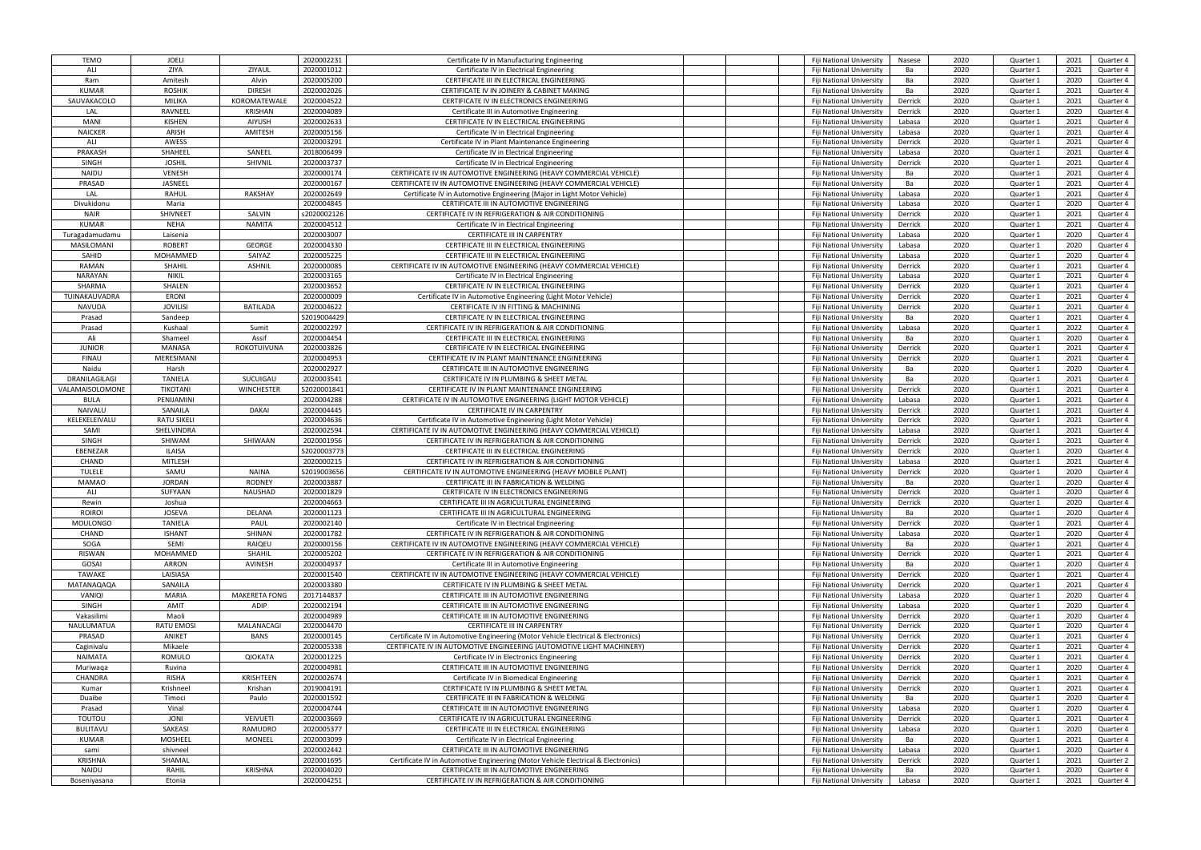| | | | | | | | | | | | | |
|---|---|---|---|---|---|---|---|---|---|---|---|---|
| TEMO | JOELI | | 2020002231 | Certificate IV in Manufacturing Engineering | | | Fiji National University | Nasese | 2020 | Quarter 1 | 2021 | Quarter 4 |
| ALI | ZIYA | ZIYAUL | 2020001012 | Certificate IV in Electrical Engineering | | | Fiji National University | Ba | 2020 | Quarter 1 | 2021 | Quarter 4 |
| Ram | Amitesh | Alvin | 2020005200 | CERTIFICATE III IN ELECTRICAL ENGINEERING | | | Fiji National University | Ba | 2020 | Quarter 1 | 2020 | Quarter 4 |
| KUMAR | ROSHIK | DIRESH | 2020002026 | CERTIFICATE IV IN JOINERY & CABINET MAKING | | | Fiji National University | Ba | 2020 | Quarter 1 | 2021 | Quarter 4 |
| SAUVAKACOLO | MILIKA | KOROMATEWALE | 2020004522 | CERTIFICATE IV IN ELECTRONICS ENGINEERING | | | Fiji National University | Derrick | 2020 | Quarter 1 | 2021 | Quarter 4 |
| LAL | RAVNEEL | KRISHAN | 2020004089 | Certificate III in Automotive Engineering | | | Fiji National University | Derrick | 2020 | Quarter 1 | 2020 | Quarter 4 |
| MANI | KISHEN | AIYUSH | 2020002633 | CERTIFICATE IV IN ELECTRICAL ENGINEERING | | | Fiji National University | Labasa | 2020 | Quarter 1 | 2021 | Quarter 4 |
| NAICKER | ARISH | AMITESH | 2020005156 | Certificate IV in Electrical Engineering | | | Fiji National University | Labasa | 2020 | Quarter 1 | 2021 | Quarter 4 |
| ALI | AWESS | | 2020003291 | Certificate IV in Plant Maintenance Engineering | | | Fiji National University | Derrick | 2020 | Quarter 1 | 2021 | Quarter 4 |
| PRAKASH | SHAHEEL | SANEEL | 2018006499 | Certificate IV in Electrical Engineering | | | Fiji National University | Labasa | 2020 | Quarter 1 | 2021 | Quarter 4 |
| SINGH | JOSHIL | SHIVNIL | 2020003737 | Certificate IV in Electrical Engineering | | | Fiji National University | Derrick | 2020 | Quarter 1 | 2021 | Quarter 4 |
| NAIDU | VENESH | | 2020000174 | CERTIFICATE IV IN AUTOMOTIVE ENGINEERING (HEAVY COMMERCIAL VEHICLE) | | | Fiji National University | Ba | 2020 | Quarter 1 | 2021 | Quarter 4 |
| PRASAD | JASNEEL | | 2020000167 | CERTIFICATE IV IN AUTOMOTIVE ENGINEERING (HEAVY COMMERCIAL VEHICLE) | | | Fiji National University | Ba | 2020 | Quarter 1 | 2021 | Quarter 4 |
| LAL | RAHUL | RAKSHAY | 2020002649 | Certificate IV in Automotive Engineering (Major in Light Motor Vehicle) | | | Fiji National University | Labasa | 2020 | Quarter 1 | 2021 | Quarter 4 |
| Divukidonu | Maria | | 2020004845 | CERTIFICATE III IN AUTOMOTIVE ENGINEERING | | | Fiji National University | Labasa | 2020 | Quarter 1 | 2020 | Quarter 4 |
| NAIR | SHIVNEET | SALVIN | s2020002126 | CERTIFICATE IV IN REFRIGERATION & AIR CONDITIONING | | | Fiji National University | Derrick | 2020 | Quarter 1 | 2021 | Quarter 4 |
| KUMAR | NEHA | NAMITA | 2020004512 | Certificate IV in Electrical Engineering | | | Fiji National University | Derrick | 2020 | Quarter 1 | 2021 | Quarter 4 |
| Turagadamudamu | Laisenia | | 2020003007 | CERTIFICATE III IN CARPENTRY | | | Fiji National University | Labasa | 2020 | Quarter 1 | 2020 | Quarter 4 |
| MASILOMANI | ROBERT | GEORGE | 2020004330 | CERTIFICATE III IN ELECTRICAL ENGINEERING | | | Fiji National University | Labasa | 2020 | Quarter 1 | 2020 | Quarter 4 |
| SAHID | MOHAMMED | SAIYAZ | 2020005225 | CERTIFICATE III IN ELECTRICAL ENGINEERING | | | Fiji National University | Labasa | 2020 | Quarter 1 | 2020 | Quarter 4 |
| RAMAN | SHAHIL | ASHNIL | 2020000085 | CERTIFICATE IV IN AUTOMOTIVE ENGINEERING (HEAVY COMMERCIAL VEHICLE) | | | Fiji National University | Derrick | 2020 | Quarter 1 | 2021 | Quarter 4 |
| NARAYAN | NIKIL | | 2020003165 | Certificate IV in Electrical Engineering | | | Fiji National University | Labasa | 2020 | Quarter 1 | 2021 | Quarter 4 |
| SHARMA | SHALEN | | 2020003652 | CERTIFICATE IV IN ELECTRICAL ENGINEERING | | | Fiji National University | Derrick | 2020 | Quarter 1 | 2021 | Quarter 4 |
| TUINAKAUVADRA | ERONI | | 2020000009 | Certificate IV in Automotive Engineering (Light Motor Vehicle) | | | Fiji National University | Derrick | 2020 | Quarter 1 | 2021 | Quarter 4 |
| NAVUDA | JOVILISI | BATILADA | 2020004622 | CERTIFICATE IV IN FITTING & MACHINING | | | Fiji National University | Derrick | 2020 | Quarter 1 | 2021 | Quarter 4 |
| Prasad | Sandeep | | S2019004429 | CERTIFICATE IV IN ELECTRICAL ENGINEERING | | | Fiji National University | Ba | 2020 | Quarter 1 | 2021 | Quarter 4 |
| Prasad | Kushaal | Sumit | 2020002297 | CERTIFICATE IV IN REFRIGERATION & AIR CONDITIONING | | | Fiji National University | Labasa | 2020 | Quarter 1 | 2022 | Quarter 4 |
| Ali | Shameel | Assif | 2020004454 | CERTIFICATE III IN ELECTRICAL ENGINEERING | | | Fiji National University | Ba | 2020 | Quarter 1 | 2020 | Quarter 4 |
| JUNIOR | MANASA | ROKOTUIVUNA | 2020003826 | CERTIFICATE IV IN ELECTRICAL ENGINEERING | | | Fiji National University | Derrick | 2020 | Quarter 1 | 2021 | Quarter 4 |
| FINAU | MERESIMANI | | 2020004953 | CERTIFICATE IV IN PLANT MAINTENANCE ENGINEERING | | | Fiji National University | Derrick | 2020 | Quarter 1 | 2021 | Quarter 4 |
| Naidu | Harsh | | 2020002927 | CERTIFICATE III IN AUTOMOTIVE ENGINEERING | | | Fiji National University | Ba | 2020 | Quarter 1 | 2020 | Quarter 4 |
| DRANILAGILAGI | TANIELA | SUCUIGAU | 2020003541 | CERTIFICATE IV IN PLUMBING & SHEET METAL | | | Fiji National University | Ba | 2020 | Quarter 1 | 2021 | Quarter 4 |
| VALAMAISOLOMONE | TIKOTANI | WINCHESTER | S2020001841 | CERTIFICATE IV IN PLANT MAINTENANCE ENGINEERING | | | Fiji National University | Derrick | 2020 | Quarter 1 | 2021 | Quarter 4 |
| BULA | PENIJAMINI | | 2020004288 | CERTIFICATE IV IN AUTOMOTIVE ENGINEERING (LIGHT MOTOR VEHICLE) | | | Fiji National University | Labasa | 2020 | Quarter 1 | 2021 | Quarter 4 |
| NAIVALU | SANAILA | DAKAI | 2020004445 | CERTIFICATE IV IN CARPENTRY | | | Fiji National University | Derrick | 2020 | Quarter 1 | 2021 | Quarter 4 |
| KELEKELEIVALU | RATU SIKELI | | 2020004636 | Certificate IV in Automotive Engineering (Light Motor Vehicle) | | | Fiji National University | Derrick | 2020 | Quarter 1 | 2021 | Quarter 4 |
| SAMI | SHELVINDRA | | 2020002594 | CERTIFICATE IV IN AUTOMOTIVE ENGINEERING (HEAVY COMMERCIAL VEHICLE) | | | Fiji National University | Labasa | 2020 | Quarter 1 | 2021 | Quarter 4 |
| SINGH | SHIWAM | SHIWAAN | 2020001956 | CERTIFICATE IV IN REFRIGERATION & AIR CONDITIONING | | | Fiji National University | Derrick | 2020 | Quarter 1 | 2021 | Quarter 4 |
| EBENEZAR | ILAISA | | S2020003773 | CERTIFICATE III IN ELECTRICAL ENGINEERING | | | Fiji National University | Derrick | 2020 | Quarter 1 | 2020 | Quarter 4 |
| CHAND | MITLESH | | 2020000215 | CERTIFICATE IV IN REFRIGERATION & AIR CONDITIONING | | | Fiji National University | Labasa | 2020 | Quarter 1 | 2021 | Quarter 4 |
| TULELE | SAMU | NAINA | S2019003656 | CERTIFICATE IV IN AUTOMOTIVE ENGINEERING (HEAVY MOBILE PLANT) | | | Fiji National University | Derrick | 2020 | Quarter 1 | 2020 | Quarter 4 |
| MAMAO | JORDAN | RODNEY | 2020003887 | CERTIFICATE III IN FABRICATION & WELDING | | | Fiji National University | Ba | 2020 | Quarter 1 | 2020 | Quarter 4 |
| ALI | SUFYAAN | NAUSHAD | 2020001829 | CERTIFICATE IV IN ELECTRONICS ENGINEERING | | | Fiji National University | Derrick | 2020 | Quarter 1 | 2020 | Quarter 4 |
| Rewin | Joshua | | 2020004663 | CERTIFICATE III IN AGRICULTURAL ENGINEERING | | | Fiji National University | Derrick | 2020 | Quarter 1 | 2020 | Quarter 4 |
| ROIROI | JOSEVA | DELANA | 2020001123 | CERTIFICATE III IN AGRICULTURAL ENGINEERING | | | Fiji National University | Ba | 2020 | Quarter 1 | 2020 | Quarter 4 |
| MOULONGO | TANIELA | PAUL | 2020002140 | Certificate IV in Electrical Engineering | | | Fiji National University | Derrick | 2020 | Quarter 1 | 2021 | Quarter 4 |
| CHAND | ISHANT | SHINAN | 2020001782 | CERTIFICATE IV IN REFRIGERATION & AIR CONDITIONING | | | Fiji National University | Labasa | 2020 | Quarter 1 | 2020 | Quarter 4 |
| SOGA | SEMI | RAIQEU | 2020000156 | CERTIFICATE IV IN AUTOMOTIVE ENGINEERING (HEAVY COMMERCIAL VEHICLE) | | | Fiji National University | Ba | 2020 | Quarter 1 | 2021 | Quarter 4 |
| RISWAN | MOHAMMED | SHAHIL | 2020005202 | CERTIFICATE IV IN REFRIGERATION & AIR CONDITIONING | | | Fiji National University | Derrick | 2020 | Quarter 1 | 2021 | Quarter 4 |
| GOSAI | ARRON | AVINESH | 2020004937 | Certificate III in Automotive Engineering | | | Fiji National University | Ba | 2020 | Quarter 1 | 2020 | Quarter 4 |
| TAWAKE | LAISIASA | | 2020001540 | CERTIFICATE IV IN AUTOMOTIVE ENGINEERING (HEAVY COMMERCIAL VEHICLE) | | | Fiji National University | Derrick | 2020 | Quarter 1 | 2021 | Quarter 4 |
| MATANAQAQA | SANAILA | | 2020003380 | CERTIFICATE IV IN PLUMBING & SHEET METAL | | | Fiji National University | Derrick | 2020 | Quarter 1 | 2021 | Quarter 4 |
| VANIQI | MARIA | MAKERETA FONG | 2017144837 | CERTIFICATE III IN AUTOMOTIVE ENGINEERING | | | Fiji National University | Labasa | 2020 | Quarter 1 | 2020 | Quarter 4 |
| SINGH | AMIT | ADIP | 2020002194 | CERTIFICATE III IN AUTOMOTIVE ENGINEERING | | | Fiji National University | Labasa | 2020 | Quarter 1 | 2020 | Quarter 4 |
| Vakasilimi | Maoli | | 2020004989 | CERTIFICATE III IN AUTOMOTIVE ENGINEERING | | | Fiji National University | Derrick | 2020 | Quarter 1 | 2020 | Quarter 4 |
| NAULUMATUA | RATU EMOSI | MALANACAGI | 2020004470 | CERTIFICATE III IN CARPENTRY | | | Fiji National University | Derrick | 2020 | Quarter 1 | 2020 | Quarter 4 |
| PRASAD | ANIKET | BANS | 2020000145 | Certificate IV in Automotive Engineering (Motor Vehicle Electrical & Electronics) | | | Fiji National University | Derrick | 2020 | Quarter 1 | 2021 | Quarter 4 |
| Caginivalu | Mikaele | | 2020005338 | CERTIFICATE IV IN AUTOMOTIVE ENGINEERING (AUTOMOTIVE LIGHT MACHINERY) | | | Fiji National University | Derrick | 2020 | Quarter 1 | 2021 | Quarter 4 |
| NAIMATA | ROMULO | QIOKATA | 2020001225 | Certificate IV in Electronics Engineering | | | Fiji National University | Derrick | 2020 | Quarter 1 | 2021 | Quarter 4 |
| Muriwaqa | Ruvina | | 2020004981 | CERTIFICATE III IN AUTOMOTIVE ENGINEERING | | | Fiji National University | Derrick | 2020 | Quarter 1 | 2020 | Quarter 4 |
| CHANDRA | RISHA | KRISHTEEN | 2020002674 | Certificate IV in Biomedical Engineering | | | Fiji National University | Derrick | 2020 | Quarter 1 | 2021 | Quarter 4 |
| Kumar | Krishneel | Krishan | 2019004191 | CERTIFICATE IV IN PLUMBING & SHEET METAL | | | Fiji National University | Derrick | 2020 | Quarter 1 | 2021 | Quarter 4 |
| Duaibe | Timoci | Paulo | 2020001592 | CERTIFICATE III IN FABRICATION & WELDING | | | Fiji National University | Ba | 2020 | Quarter 1 | 2020 | Quarter 4 |
| Prasad | Vinal | | 2020004744 | CERTIFICATE III IN AUTOMOTIVE ENGINEERING | | | Fiji National University | Labasa | 2020 | Quarter 1 | 2020 | Quarter 4 |
| TOUTOU | JONI | VEIVUETI | 2020003669 | CERTIFICATE IV IN AGRICULTURAL ENGINEERING | | | Fiji National University | Derrick | 2020 | Quarter 1 | 2021 | Quarter 4 |
| BULITAVU | SAKEASI | RAMUDRO | 2020005377 | CERTIFICATE III IN ELECTRICAL ENGINEERING | | | Fiji National University | Labasa | 2020 | Quarter 1 | 2020 | Quarter 4 |
| KUMAR | MOSHEEL | MONEEL | 2020003099 | Certificate IV in Electrical Engineering | | | Fiji National University | Ba | 2020 | Quarter 1 | 2021 | Quarter 4 |
| sami | shivneel | | 2020002442 | CERTIFICATE III IN AUTOMOTIVE ENGINEERING | | | Fiji National University | Labasa | 2020 | Quarter 1 | 2020 | Quarter 4 |
| KRISHNA | SHAMAL | | 2020001695 | Certificate IV in Automotive Engineering (Motor Vehicle Electrical & Electronics) | | | Fiji National University | Derrick | 2020 | Quarter 1 | 2021 | Quarter 2 |
| NAIDU | RAHIL | KRISHNA | 2020004020 | CERTIFICATE III IN AUTOMOTIVE ENGINEERING | | | Fiji National University | Ba | 2020 | Quarter 1 | 2020 | Quarter 4 |
| Boseniyasana | Etonia | | 2020004251 | CERTIFICATE IV IN REFRIGERATION & AIR CONDITIONING | | | Fiji National University | Labasa | 2020 | Quarter 1 | 2021 | Quarter 4 |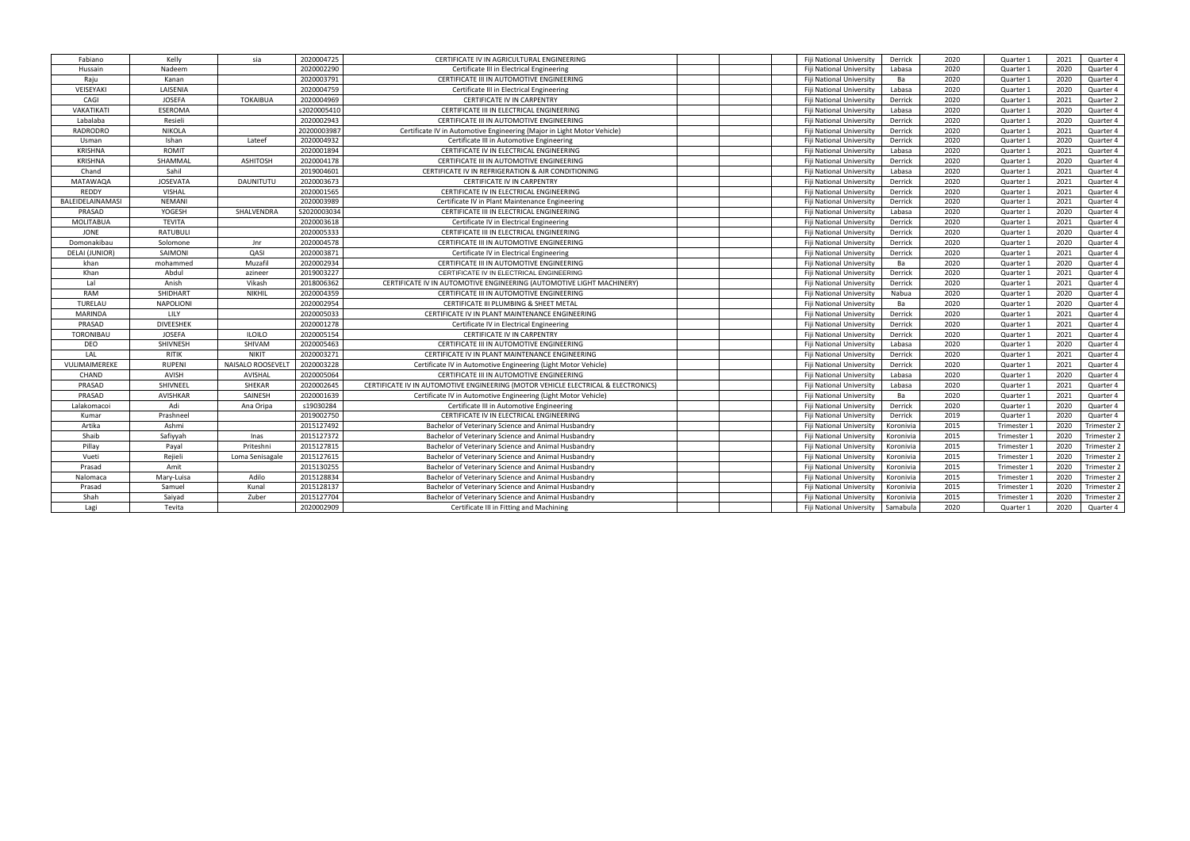| | | | | | | | | | | | | | |
|---|---|---|---|---|---|---|---|---|---|---|---|---|---|
| Fabiano | Kelly | sia | 2020004725 | CERTIFICATE IV IN AGRICULTURAL ENGINEERING | | | | Fiji National University | Derrick | 2020 | Quarter 1 | 2021 | Quarter 4 |
| Hussain | Nadeem | | 2020002290 | Certificate III in Electrical Engineering | | | | Fiji National University | Labasa | 2020 | Quarter 1 | 2020 | Quarter 4 |
| Raju | Kanan | | 2020003791 | CERTIFICATE III IN AUTOMOTIVE ENGINEERING | | | | Fiji National University | Ba | 2020 | Quarter 1 | 2020 | Quarter 4 |
| VEISEYAKI | LAISENIA | | 2020004759 | Certificate III in Electrical Engineering | | | | Fiji National University | Labasa | 2020 | Quarter 1 | 2020 | Quarter 4 |
| CAGI | JOSEFA | TOKAIBUA | 2020004969 | CERTIFICATE IV IN CARPENTRY | | | | Fiji National University | Derrick | 2020 | Quarter 1 | 2021 | Quarter 2 |
| VAKATIKATI | ESEROMA | | s2020005410 | CERTIFICATE III IN ELECTRICAL ENGINEERING | | | | Fiji National University | Labasa | 2020 | Quarter 1 | 2020 | Quarter 4 |
| Labalaba | Resieli | | 2020002943 | CERTIFICATE III IN AUTOMOTIVE ENGINEERING | | | | Fiji National University | Derrick | 2020 | Quarter 1 | 2020 | Quarter 4 |
| RADRODRO | NIKOLA | | 20200003987 | Certificate IV in Automotive Engineering (Major in Light Motor Vehicle) | | | | Fiji National University | Derrick | 2020 | Quarter 1 | 2021 | Quarter 4 |
| Usman | Ishan | Lateef | 2020004932 | Certificate III in Automotive Engineering | | | | Fiji National University | Derrick | 2020 | Quarter 1 | 2020 | Quarter 4 |
| KRISHNA | ROMIT | | 2020001894 | CERTIFICATE IV IN ELECTRICAL ENGINEERING | | | | Fiji National University | Labasa | 2020 | Quarter 1 | 2021 | Quarter 4 |
| KRISHNA | SHAMMAL | ASHITOSH | 2020004178 | CERTIFICATE III IN AUTOMOTIVE ENGINEERING | | | | Fiji National University | Derrick | 2020 | Quarter 1 | 2020 | Quarter 4 |
| Chand | Sahil | | 2019004601 | CERTIFICATE IV IN REFRIGERATION & AIR CONDITIONING | | | | Fiji National University | Labasa | 2020 | Quarter 1 | 2021 | Quarter 4 |
| MATAWAQA | JOSEVATA | DAUNITUTU | 2020003673 | CERTIFICATE IV IN CARPENTRY | | | | Fiji National University | Derrick | 2020 | Quarter 1 | 2021 | Quarter 4 |
| REDDY | VISHAL | | 2020001565 | CERTIFICATE IV IN ELECTRICAL ENGINEERING | | | | Fiji National University | Derrick | 2020 | Quarter 1 | 2021 | Quarter 4 |
| BALEIDELAINAMASI | NEMANI | | 2020003989 | Certificate IV in Plant Maintenance Engineering | | | | Fiji National University | Derrick | 2020 | Quarter 1 | 2021 | Quarter 4 |
| PRASAD | YOGESH | SHALVENDRA | S2020003034 | CERTIFICATE III IN ELECTRICAL ENGINEERING | | | | Fiji National University | Labasa | 2020 | Quarter 1 | 2020 | Quarter 4 |
| MOLITABUA | TEVITA | | 2020003618 | Certificate IV in Electrical Engineering | | | | Fiji National University | Derrick | 2020 | Quarter 1 | 2021 | Quarter 4 |
| JONE | RATUBULI | | 2020005333 | CERTIFICATE III IN ELECTRICAL ENGINEERING | | | | Fiji National University | Derrick | 2020 | Quarter 1 | 2020 | Quarter 4 |
| Domonakibau | Solomone | Jnr | 2020004578 | CERTIFICATE III IN AUTOMOTIVE ENGINEERING | | | | Fiji National University | Derrick | 2020 | Quarter 1 | 2020 | Quarter 4 |
| DELAI (JUNIOR) | SAIMONI | QASI | 2020003871 | Certificate IV in Electrical Engineering | | | | Fiji National University | Derrick | 2020 | Quarter 1 | 2021 | Quarter 4 |
| khan | mohammed | Muzafil | 2020002934 | CERTIFICATE III IN AUTOMOTIVE ENGINEERING | | | | Fiji National University | Ba | 2020 | Quarter 1 | 2020 | Quarter 4 |
| Khan | Abdul | azineer | 2019003227 | CERTIFICATE IV IN ELECTRICAL ENGINEERING | | | | Fiji National University | Derrick | 2020 | Quarter 1 | 2021 | Quarter 4 |
| Lal | Anish | Vikash | 2018006362 | CERTIFICATE IV IN AUTOMOTIVE ENGINEERING (AUTOMOTIVE LIGHT MACHINERY) | | | | Fiji National University | Derrick | 2020 | Quarter 1 | 2021 | Quarter 4 |
| RAM | SHIDHART | NIKHIL | 2020004359 | CERTIFICATE III IN AUTOMOTIVE ENGINEERING | | | | Fiji National University | Nabua | 2020 | Quarter 1 | 2020 | Quarter 4 |
| TURELAU | NAPOLIONI | | 2020002954 | CERTIFICATE III PLUMBING & SHEET METAL | | | | Fiji National University | Ba | 2020 | Quarter 1 | 2020 | Quarter 4 |
| MARINDA | LILY | | 2020005033 | CERTIFICATE IV IN PLANT MAINTENANCE ENGINEERING | | | | Fiji National University | Derrick | 2020 | Quarter 1 | 2021 | Quarter 4 |
| PRASAD | DIVEESHEK | | 2020001278 | Certificate IV in Electrical Engineering | | | | Fiji National University | Derrick | 2020 | Quarter 1 | 2021 | Quarter 4 |
| TORONIBAU | JOSEFA | ILOILO | 2020005154 | CERTIFICATE IV IN CARPENTRY | | | | Fiji National University | Derrick | 2020 | Quarter 1 | 2021 | Quarter 4 |
| DEO | SHIVNESH | SHIVAM | 2020005463 | CERTIFICATE III IN AUTOMOTIVE ENGINEERING | | | | Fiji National University | Labasa | 2020 | Quarter 1 | 2020 | Quarter 4 |
| LAL | RITIK | NIKIT | 2020003271 | CERTIFICATE IV IN PLANT MAINTENANCE ENGINEERING | | | | Fiji National University | Derrick | 2020 | Quarter 1 | 2021 | Quarter 4 |
| VULIMAIMEREKE | RUPENI | NAISALO ROOSEVELT | 2020003228 | Certificate IV in Automotive Engineering (Light Motor Vehicle) | | | | Fiji National University | Derrick | 2020 | Quarter 1 | 2021 | Quarter 4 |
| CHAND | AVISH | AVISHAL | 2020005064 | CERTIFICATE III IN AUTOMOTIVE ENGINEERING | | | | Fiji National University | Labasa | 2020 | Quarter 1 | 2020 | Quarter 4 |
| PRASAD | SHIVNEEL | SHEKAR | 2020002645 | CERTIFICATE IV IN AUTOMOTIVE ENGINEERING (MOTOR VEHICLE ELECTRICAL & ELECTRONICS) | | | | Fiji National University | Labasa | 2020 | Quarter 1 | 2021 | Quarter 4 |
| PRASAD | AVISHKAR | SAINESH | 2020001639 | Certificate IV in Automotive Engineering (Light Motor Vehicle) | | | | Fiji National University | Ba | 2020 | Quarter 1 | 2021 | Quarter 4 |
| Lalakomacoi | Adi | Ana Oripa | s19030284 | Certificate III in Automotive Engineering | | | | Fiji National University | Derrick | 2020 | Quarter 1 | 2020 | Quarter 4 |
| Kumar | Prashneel | | 2019002750 | CERTIFICATE IV IN ELECTRICAL ENGINEERING | | | | Fiji National University | Derrick | 2019 | Quarter 1 | 2020 | Quarter 4 |
| Artika | Ashmi | | 2015127492 | Bachelor of Veterinary Science and Animal Husbandry | | | | Fiji National University | Koronivia | 2015 | Trimester 1 | 2020 | Trimester 2 |
| Shaib | Safiyyah | Inas | 2015127372 | Bachelor of Veterinary Science and Animal Husbandry | | | | Fiji National University | Koronivia | 2015 | Trimester 1 | 2020 | Trimester 2 |
| Pillay | Payal | Priteshni | 2015127815 | Bachelor of Veterinary Science and Animal Husbandry | | | | Fiji National University | Koronivia | 2015 | Trimester 1 | 2020 | Trimester 2 |
| Vueti | Rejieli | Loma Senisagale | 2015127615 | Bachelor of Veterinary Science and Animal Husbandry | | | | Fiji National University | Koronivia | 2015 | Trimester 1 | 2020 | Trimester 2 |
| Prasad | Amit | | 2015130255 | Bachelor of Veterinary Science and Animal Husbandry | | | | Fiji National University | Koronivia | 2015 | Trimester 1 | 2020 | Trimester 2 |
| Nalomaca | Mary-Luisa | Adilo | 2015128834 | Bachelor of Veterinary Science and Animal Husbandry | | | | Fiji National University | Koronivia | 2015 | Trimester 1 | 2020 | Trimester 2 |
| Prasad | Samuel | Kunal | 2015128137 | Bachelor of Veterinary Science and Animal Husbandry | | | | Fiji National University | Koronivia | 2015 | Trimester 1 | 2020 | Trimester 2 |
| Shah | Saiyad | Zuber | 2015127704 | Bachelor of Veterinary Science and Animal Husbandry | | | | Fiji National University | Koronivia | 2015 | Trimester 1 | 2020 | Trimester 2 |
| Lagi | Tevita | | 2020002909 | Certificate III in Fitting and Machining | | | | Fiji National University | Samabula | 2020 | Quarter 1 | 2020 | Quarter 4 |